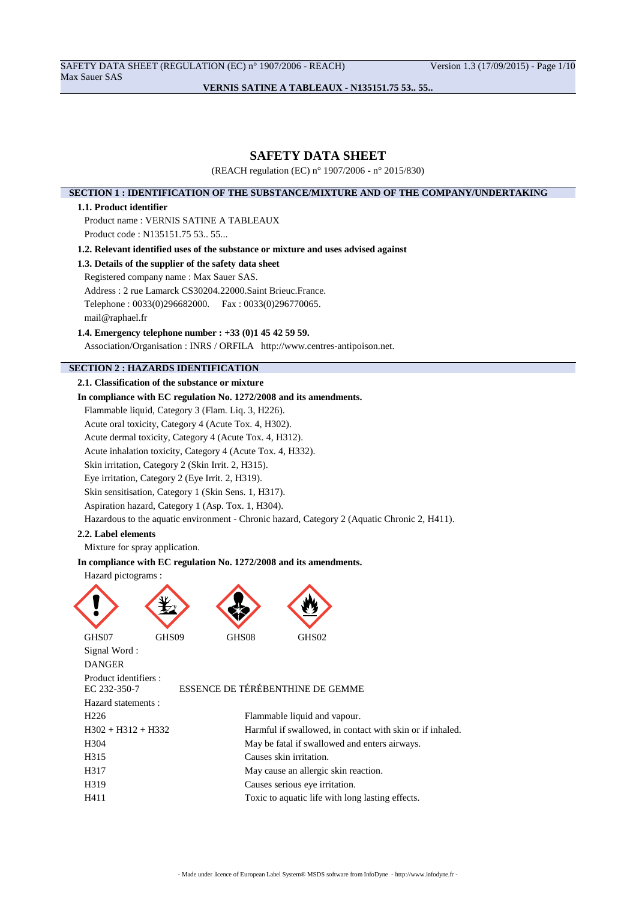# SAFETY DATA SHEET

(REACH regulation (EC) n° 1907/2006 - n° 2015/830)

## SECTION 1 : IDENTIFICATION OF THE SUBSTANCE/MIXTURE AND OF THE COMPANY/UNDERTAKING

### 1.1. Product identifier

Product name : VERNIS SATINE A TABLEAUX

Product code : N135151.75 53.. 55...

### 1.2. Relevant identified uses of the substance or mixture and uses advised against

### 1.3. Details of the supplier of the safety data sheet

Registered company name : Max Sauer SAS.

Address : 2 rue Lamarck CS30204.22000.Saint Brieuc.France.

Telephone : 0033(0)296682000. Fax : 0033(0)296770065.

mail@raphael.fr

### 1.4. Emergency telephone number : +33 (0)1 45 42 59 59.

Association/Organisation : INRS / ORFILA http://www.centres-antipoison.net.

## SECTION 2 : HAZARDS IDENTIFICATION

### 2.1. Classification of the substance or mixture

**In compliance with EC regulation No. 1272/2008 and its amendments.**

Flammable liquid, Category 3 (Flam. Liq. 3, H226).

Acute oral toxicity, Category 4 (Acute Tox. 4, H302).

Acute dermal toxicity, Category 4 (Acute Tox. 4, H312).

Acute inhalation toxicity, Category 4 (Acute Tox. 4, H332).

Skin irritation, Category 2 (Skin Irrit. 2, H315).

Eye irritation, Category 2 (Eye Irrit. 2, H319).

Skin sensitisation, Category 1 (Skin Sens. 1, H317).

Aspiration hazard, Category 1 (Asp. Tox. 1, H304).

Hazardous to the aquatic environment - Chronic hazard, Category 2 (Aquatic Chronic 2, H411).

### 2.2. Label elements

Mixture for spray application.

**In compliance with EC regulation No. 1272/2008 and its amendments.**

Hazard pictograms :

GHS07 GHS09 GHS08 GHS02

Signal Word :

DANGER

Product identifiers :

| | |
|---|---|
| EC 232-350-7 | ESSENCE DE TÉRÉBENTHINE DE GEMME |

Hazard statements :

| | |
|---|---|
| H226 | Flammable liquid and vapour. |
| H302 + H312 + H332 | Harmful if swallowed, in contact with skin or if inhaled. |
| H304 | May be fatal if swallowed and enters airways. |
| H315 | Causes skin irritation. |
| H317 | May cause an allergic skin reaction. |
| H319 | Causes serious eye irritation. |
| H411 | Toxic to aquatic life with long lasting effects. |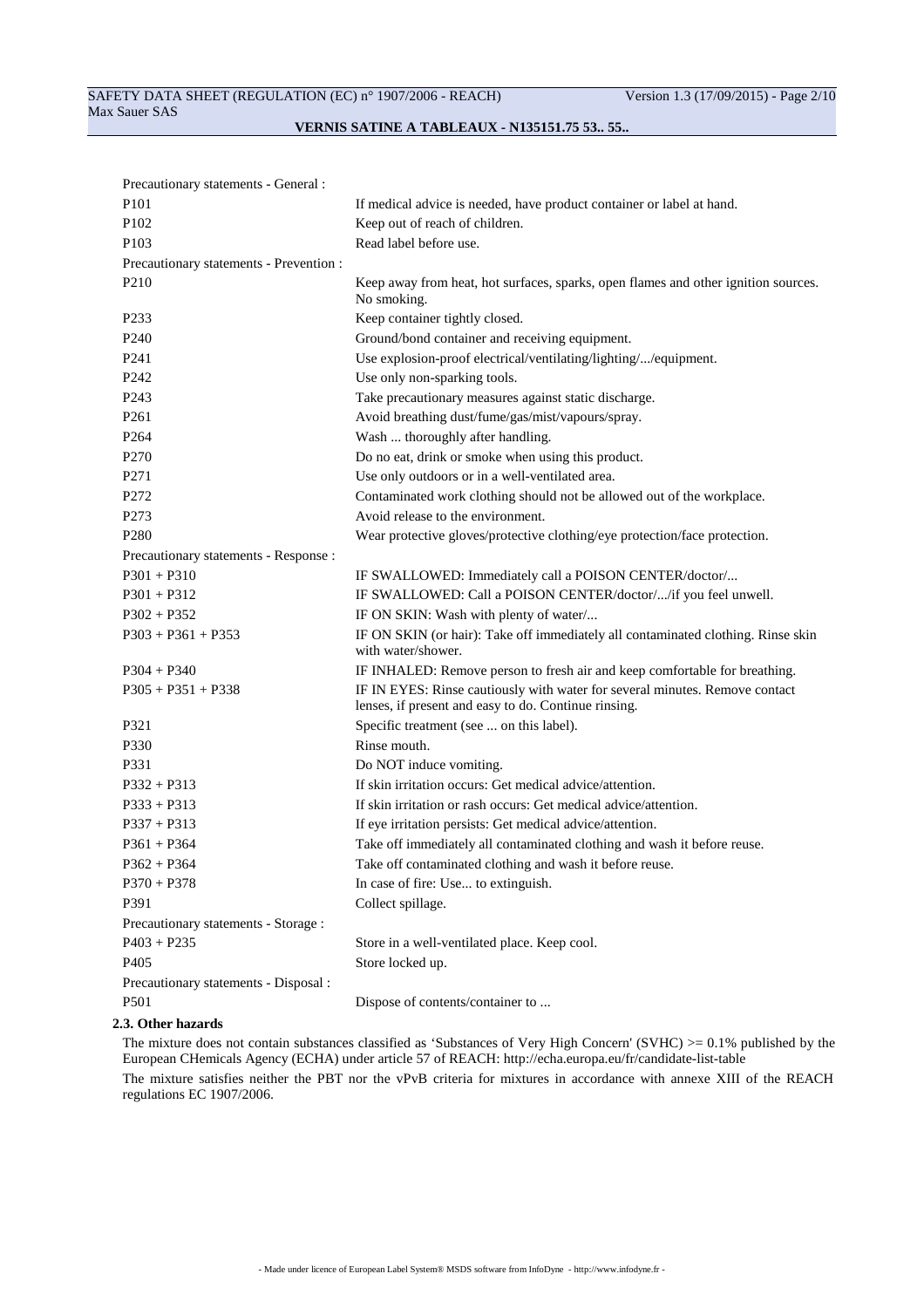Precautionary statements - General :

| | |
|---|---|
| P101 | If medical advice is needed, have product container or label at hand. |
| P102 | Keep out of reach of children. |
| P103 | Read label before use. |
| Precautionary statements - Prevention : | |
| P210 | Keep away from heat, hot surfaces, sparks, open flames and other ignition sources. No smoking. |
| P233 | Keep container tightly closed. |
| P240 | Ground/bond container and receiving equipment. |
| P241 | Use explosion-proof electrical/ventilating/lighting/.../equipment. |
| P242 | Use only non-sparking tools. |
| P243 | Take precautionary measures against static discharge. |
| P261 | Avoid breathing dust/fume/gas/mist/vapours/spray. |
| P264 | Wash ... thoroughly after handling. |
| P270 | Do no eat, drink or smoke when using this product. |
| P271 | Use only outdoors or in a well-ventilated area. |
| P272 | Contaminated work clothing should not be allowed out of the workplace. |
| P273 | Avoid release to the environment. |
| P280 | Wear protective gloves/protective clothing/eye protection/face protection. |
| Precautionary statements - Response : | |
| P301 + P310 | IF SWALLOWED: Immediately call a POISON CENTER/doctor/... |
| P301 + P312 | IF SWALLOWED: Call a POISON CENTER/doctor/.../if you feel unwell. |
| P302 + P352 | IF ON SKIN: Wash with plenty of water/... |
| P303 + P361 + P353 | IF ON SKIN (or hair): Take off immediately all contaminated clothing. Rinse skin with water/shower. |
| P304 + P340 | IF INHALED: Remove person to fresh air and keep comfortable for breathing. |
| P305 + P351 + P338 | IF IN EYES: Rinse cautiously with water for several minutes. Remove contact lenses, if present and easy to do. Continue rinsing. |
| P321 | Specific treatment (see ... on this label). |
| P330 | Rinse mouth. |
| P331 | Do NOT induce vomiting. |
| P332 + P313 | If skin irritation occurs: Get medical advice/attention. |
| P333 + P313 | If skin irritation or rash occurs: Get medical advice/attention. |
| P337 + P313 | If eye irritation persists: Get medical advice/attention. |
| P361 + P364 | Take off immediately all contaminated clothing and wash it before reuse. |
| P362 + P364 | Take off contaminated clothing and wash it before reuse. |
| P370 + P378 | In case of fire: Use... to extinguish. |
| P391 | Collect spillage. |
| Precautionary statements - Storage : | |
| P403 + P235 | Store in a well-ventilated place. Keep cool. |
| P405 | Store locked up. |
| Precautionary statements - Disposal : | |
| P501 | Dispose of contents/container to ... |

### 2.3. Other hazards

The mixture does not contain substances classified as 'Substances of Very High Concern' (SVHC) >= 0.1% published by the European CHemicals Agency (ECHA) under article 57 of REACH: http://echa.europa.eu/fr/candidate-list-table

The mixture satisfies neither the PBT nor the vPvB criteria for mixtures in accordance with annexe XIII of the REACH regulations EC 1907/2006.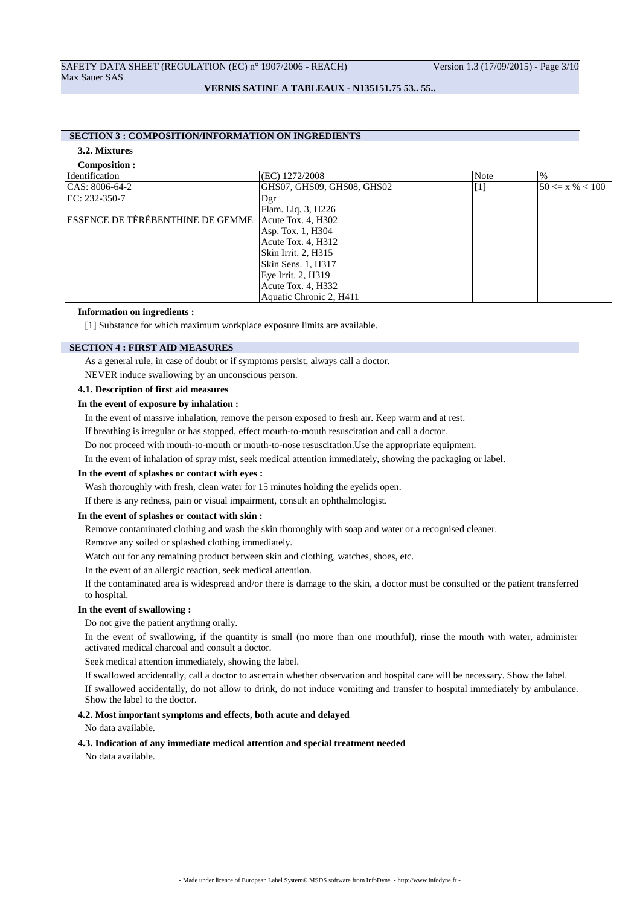## SECTION 3 : COMPOSITION/INFORMATION ON INGREDIENTS

### 3.2. Mixtures

**Composition :**

| Identification | (EC) 1272/2008 | Note | % |
|---|---|---|---|
| CAS: 8006-64-2<br>EC: 232-350-7<br><br>ESSENCE DE TÉRÉBENTHINE DE GEMME | GHS07, GHS09, GHS08, GHS02<br>Dgr<br>Flam. Liq. 3, H226<br>Acute Tox. 4, H302<br>Asp. Tox. 1, H304<br>Acute Tox. 4, H312<br>Skin Irrit. 2, H315<br>Skin Sens. 1, H317<br>Eye Irrit. 2, H319<br>Acute Tox. 4, H332<br>Aquatic Chronic 2, H411 | [1] | 50 <= x % < 100 |

**Information on ingredients :**

[1] Substance for which maximum workplace exposure limits are available.

## SECTION 4 : FIRST AID MEASURES

As a general rule, in case of doubt or if symptoms persist, always call a doctor.

NEVER induce swallowing by an unconscious person.

### 4.1. Description of first aid measures

**In the event of exposure by inhalation :**

In the event of massive inhalation, remove the person exposed to fresh air. Keep warm and at rest.

If breathing is irregular or has stopped, effect mouth-to-mouth resuscitation and call a doctor.

Do not proceed with mouth-to-mouth or mouth-to-nose resuscitation.Use the appropriate equipment.

In the event of inhalation of spray mist, seek medical attention immediately, showing the packaging or label.

**In the event of splashes or contact with eyes :**

Wash thoroughly with fresh, clean water for 15 minutes holding the eyelids open.

If there is any redness, pain or visual impairment, consult an ophthalmologist.

**In the event of splashes or contact with skin :**

Remove contaminated clothing and wash the skin thoroughly with soap and water or a recognised cleaner.

Remove any soiled or splashed clothing immediately.

Watch out for any remaining product between skin and clothing, watches, shoes, etc.

In the event of an allergic reaction, seek medical attention.

If the contaminated area is widespread and/or there is damage to the skin, a doctor must be consulted or the patient transferred to hospital.

**In the event of swallowing :**

Do not give the patient anything orally.

In the event of swallowing, if the quantity is small (no more than one mouthful), rinse the mouth with water, administer activated medical charcoal and consult a doctor.

Seek medical attention immediately, showing the label.

If swallowed accidentally, call a doctor to ascertain whether observation and hospital care will be necessary. Show the label.

If swallowed accidentally, do not allow to drink, do not induce vomiting and transfer to hospital immediately by ambulance. Show the label to the doctor.

### 4.2. Most important symptoms and effects, both acute and delayed

No data available.

### 4.3. Indication of any immediate medical attention and special treatment needed

No data available.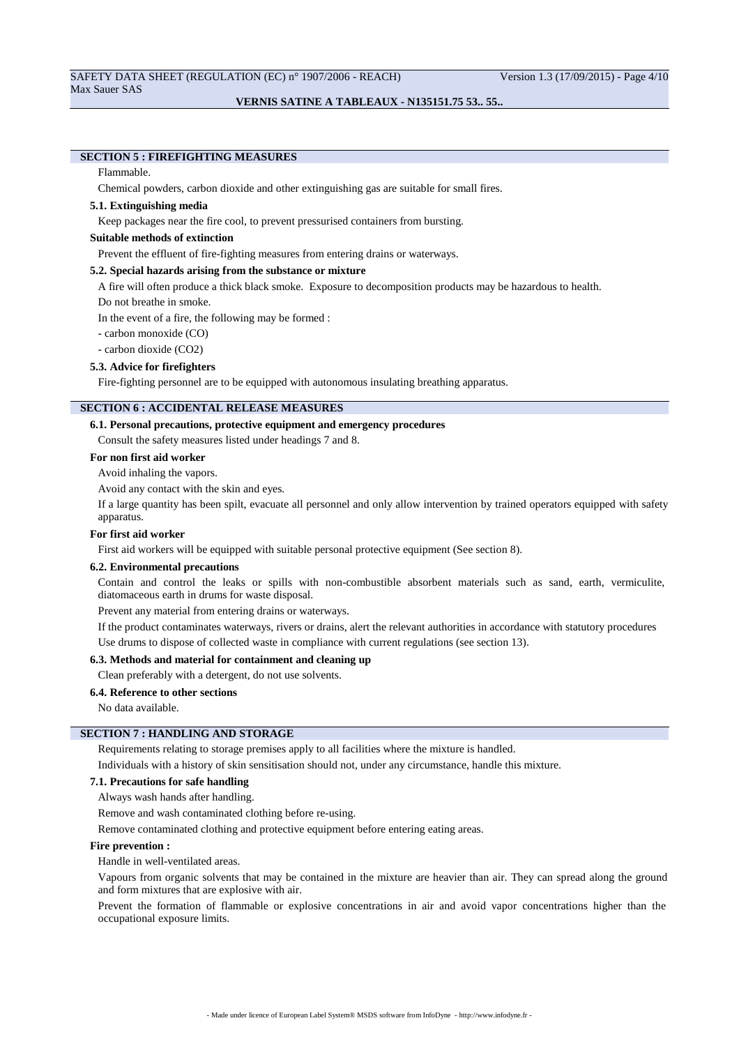## SECTION 5 : FIREFIGHTING MEASURES

Flammable.

Chemical powders, carbon dioxide and other extinguishing gas are suitable for small fires.

### 5.1. Extinguishing media

Keep packages near the fire cool, to prevent pressurised containers from bursting.

### Suitable methods of extinction

Prevent the effluent of fire-fighting measures from entering drains or waterways.

### 5.2. Special hazards arising from the substance or mixture

A fire will often produce a thick black smoke. Exposure to decomposition products may be hazardous to health.

Do not breathe in smoke.

In the event of a fire, the following may be formed :

- carbon monoxide (CO)
- carbon dioxide ($CO_2$)

### 5.3. Advice for firefighters

Fire-fighting personnel are to be equipped with autonomous insulating breathing apparatus.

## SECTION 6 : ACCIDENTAL RELEASE MEASURES

### 6.1. Personal precautions, protective equipment and emergency procedures

Consult the safety measures listed under headings 7 and 8.

### For non first aid worker

Avoid inhaling the vapors.

Avoid any contact with the skin and eyes.

If a large quantity has been spilt, evacuate all personnel and only allow intervention by trained operators equipped with safety apparatus.

### For first aid worker

First aid workers will be equipped with suitable personal protective equipment (See section 8).

### 6.2. Environmental precautions

Contain and control the leaks or spills with non-combustible absorbent materials such as sand, earth, vermiculite, diatomaceous earth in drums for waste disposal.

Prevent any material from entering drains or waterways.

If the product contaminates waterways, rivers or drains, alert the relevant authorities in accordance with statutory procedures

Use drums to dispose of collected waste in compliance with current regulations (see section 13).

### 6.3. Methods and material for containment and cleaning up

Clean preferably with a detergent, do not use solvents.

### 6.4. Reference to other sections

No data available.

## SECTION 7 : HANDLING AND STORAGE

Requirements relating to storage premises apply to all facilities where the mixture is handled.

Individuals with a history of skin sensitisation should not, under any circumstance, handle this mixture.

### 7.1. Precautions for safe handling

Always wash hands after handling.

Remove and wash contaminated clothing before re-using.

Remove contaminated clothing and protective equipment before entering eating areas.

### Fire prevention :

Handle in well-ventilated areas.

Vapours from organic solvents that may be contained in the mixture are heavier than air. They can spread along the ground and form mixtures that are explosive with air.

Prevent the formation of flammable or explosive concentrations in air and avoid vapor concentrations higher than the occupational exposure limits.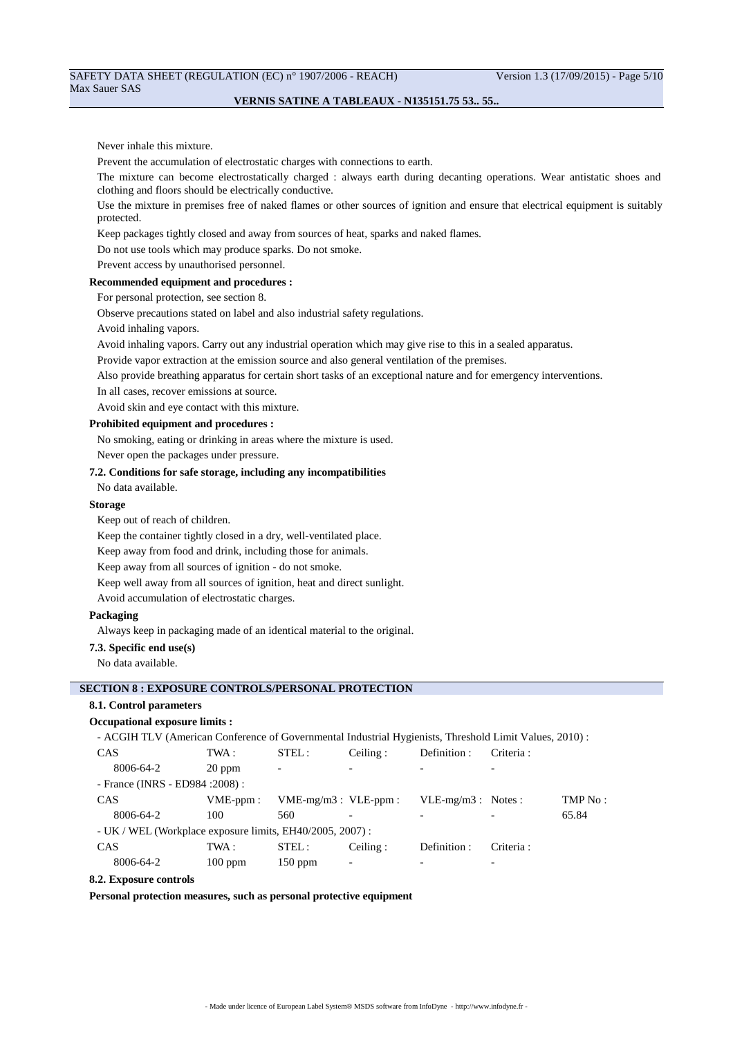Never inhale this mixture.

Prevent the accumulation of electrostatic charges with connections to earth.

The mixture can become electrostatically charged : always earth during decanting operations. Wear antistatic shoes and clothing and floors should be electrically conductive.

Use the mixture in premises free of naked flames or other sources of ignition and ensure that electrical equipment is suitably protected.

Keep packages tightly closed and away from sources of heat, sparks and naked flames.

Do not use tools which may produce sparks. Do not smoke.

Prevent access by unauthorised personnel.

**Recommended equipment and procedures :**

For personal protection, see section 8.

Observe precautions stated on label and also industrial safety regulations.

Avoid inhaling vapors.

Avoid inhaling vapors. Carry out any industrial operation which may give rise to this in a sealed apparatus.

Provide vapor extraction at the emission source and also general ventilation of the premises.

Also provide breathing apparatus for certain short tasks of an exceptional nature and for emergency interventions.

In all cases, recover emissions at source.

Avoid skin and eye contact with this mixture.

**Prohibited equipment and procedures :**

No smoking, eating or drinking in areas where the mixture is used.

Never open the packages under pressure.

**7.2. Conditions for safe storage, including any incompatibilities**

No data available.

**Storage**

Keep out of reach of children.

Keep the container tightly closed in a dry, well-ventilated place.

Keep away from food and drink, including those for animals.

Keep away from all sources of ignition - do not smoke.

Keep well away from all sources of ignition, heat and direct sunlight.

Avoid accumulation of electrostatic charges.

**Packaging**

Always keep in packaging made of an identical material to the original.

**7.3. Specific end use(s)**

No data available.

## SECTION 8 : EXPOSURE CONTROLS/PERSONAL PROTECTION

**8.1. Control parameters**

**Occupational exposure limits :**

- ACGIH TLV (American Conference of Governmental Industrial Hygienists, Threshold Limit Values, 2010) :

| CAS | TWA : | STEL : | Ceiling : | Definition : | Criteria : |
|---|---|---|---|---|---|
| 8006-64-2 | 20 ppm | - | - | - | - |

- France (INRS - ED984 :2008) :

| CAS | VME-ppm : | VME-mg/m3 : | VLE-ppm : | VLE-mg/m3 : | Notes : | TMP No : |
|---|---|---|---|---|---|---|
| 8006-64-2 | 100 | 560 | - | - | - | 65.84 |

- UK / WEL (Workplace exposure limits, EH40/2005, 2007) :

| CAS | TWA : | STEL : | Ceiling : | Definition : | Criteria : |
|---|---|---|---|---|---|
| 8006-64-2 | 100 ppm | 150 ppm | - | - | - |

**8.2. Exposure controls**

**Personal protection measures, such as personal protective equipment**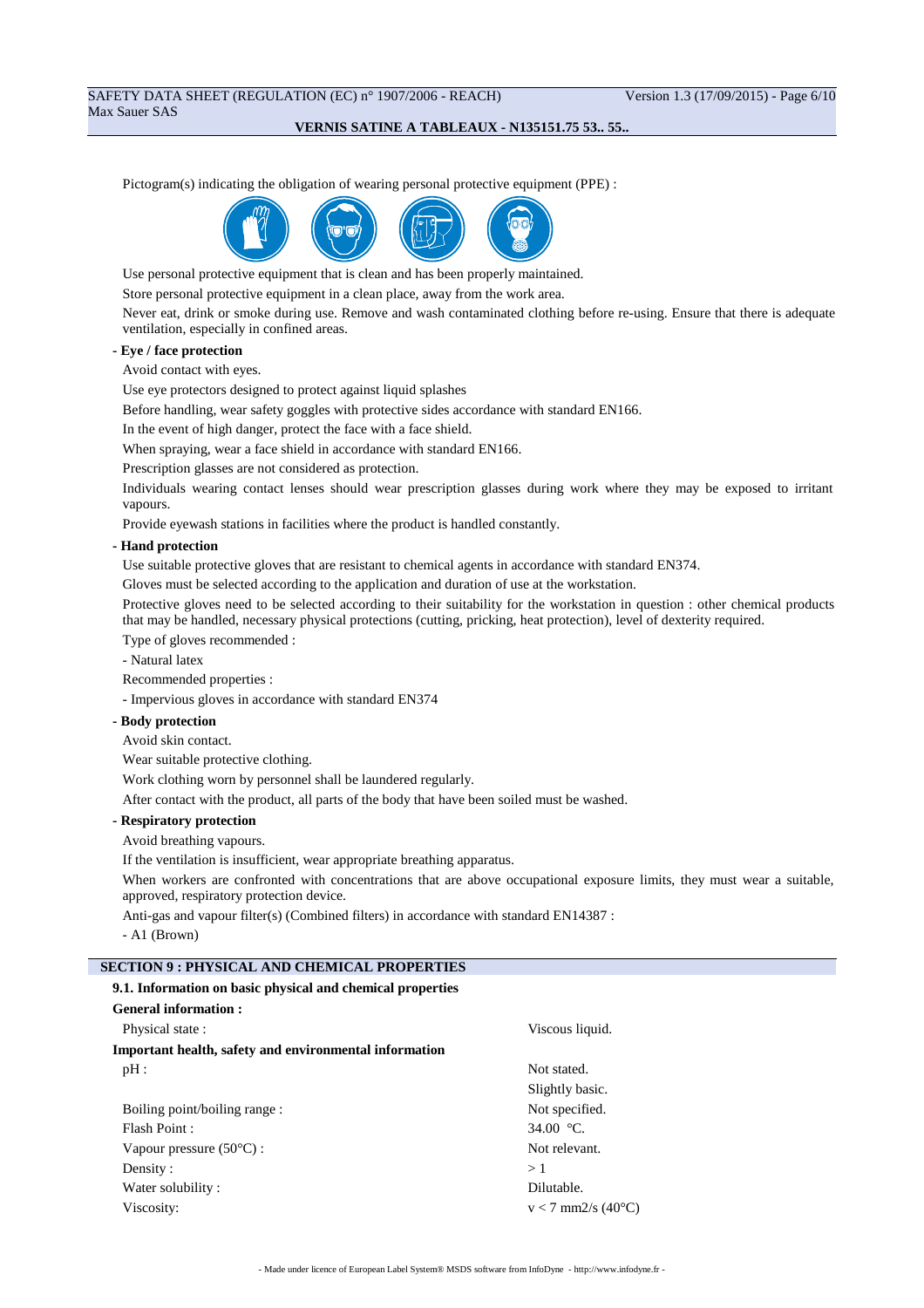Pictogram(s) indicating the obligation of wearing personal protective equipment (PPE) :

Use personal protective equipment that is clean and has been properly maintained.

Store personal protective equipment in a clean place, away from the work area.

Never eat, drink or smoke during use. Remove and wash contaminated clothing before re-using. Ensure that there is adequate ventilation, especially in confined areas.

**- Eye / face protection**

Avoid contact with eyes.

Use eye protectors designed to protect against liquid splashes

Before handling, wear safety goggles with protective sides accordance with standard EN166.

In the event of high danger, protect the face with a face shield.

When spraying, wear a face shield in accordance with standard EN166.

Prescription glasses are not considered as protection.

Individuals wearing contact lenses should wear prescription glasses during work where they may be exposed to irritant vapours.

Provide eyewash stations in facilities where the product is handled constantly.

**- Hand protection**

Use suitable protective gloves that are resistant to chemical agents in accordance with standard EN374.

Gloves must be selected according to the application and duration of use at the workstation.

Protective gloves need to be selected according to their suitability for the workstation in question : other chemical products that may be handled, necessary physical protections (cutting, pricking, heat protection), level of dexterity required.

Type of gloves recommended :

- Natural latex

Recommended properties :

- Impervious gloves in accordance with standard EN374

**- Body protection**

Avoid skin contact.

Wear suitable protective clothing.

Work clothing worn by personnel shall be laundered regularly.

After contact with the product, all parts of the body that have been soiled must be washed.

**- Respiratory protection**

Avoid breathing vapours.

If the ventilation is insufficient, wear appropriate breathing apparatus.

When workers are confronted with concentrations that are above occupational exposure limits, they must wear a suitable, approved, respiratory protection device.

Anti-gas and vapour filter(s) (Combined filters) in accordance with standard EN14387 :

- A1 (Brown)

## SECTION 9 : PHYSICAL AND CHEMICAL PROPERTIES

**9.1. Information on basic physical and chemical properties**

**General information :**

| | |
|---|---|
| Physical state : | Viscous liquid. |

**Important health, safety and environmental information**

| | |
|---|---|
| pH : | Not stated. |
| | Slightly basic. |
| Boiling point/boiling range : | Not specified. |
| Flash Point : | 34.00 °C. |
| Vapour pressure (50°C) : | Not relevant. |
| Density : | > 1 |
| Water solubility : | Dilutable. |
| Viscosity: | v < 7 mm2/s (40°C) |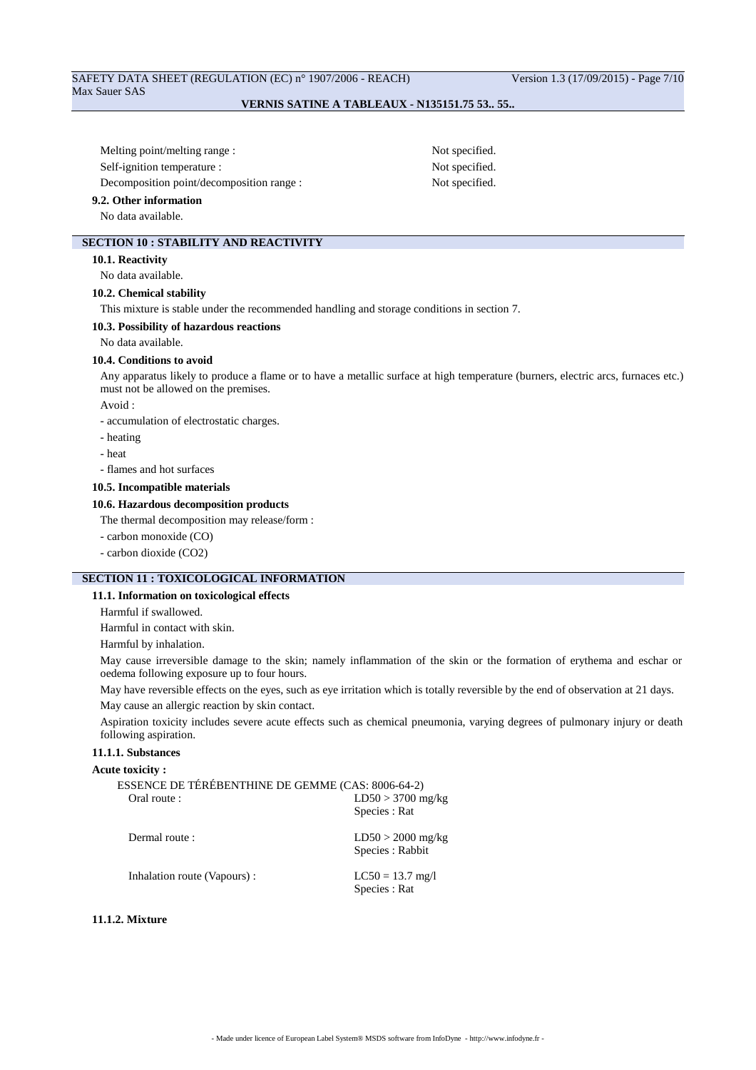| | |
|---|---|
| Melting point/melting range : | Not specified. |
| Self-ignition temperature : | Not specified. |
| Decomposition point/decomposition range : | Not specified. |

### 9.2. Other information

No data available.

## SECTION 10 : STABILITY AND REACTIVITY

### 10.1. Reactivity

No data available.

### 10.2. Chemical stability

This mixture is stable under the recommended handling and storage conditions in section 7.

### 10.3. Possibility of hazardous reactions

No data available.

### 10.4. Conditions to avoid

Any apparatus likely to produce a flame or to have a metallic surface at high temperature (burners, electric arcs, furnaces etc.) must not be allowed on the premises.

Avoid :

- accumulation of electrostatic charges.
- heating
- heat
- flames and hot surfaces

### 10.5. Incompatible materials

### 10.6. Hazardous decomposition products

The thermal decomposition may release/form :

- carbon monoxide (CO)
- carbon dioxide ($CO_2$)

## SECTION 11 : TOXICOLOGICAL INFORMATION

### 11.1. Information on toxicological effects

Harmful if swallowed.

Harmful in contact with skin.

Harmful by inhalation.

May cause irreversible damage to the skin; namely inflammation of the skin or the formation of erythema and eschar or oedema following exposure up to four hours.

May have reversible effects on the eyes, such as eye irritation which is totally reversible by the end of observation at 21 days.

May cause an allergic reaction by skin contact.

Aspiration toxicity includes severe acute effects such as chemical pneumonia, varying degrees of pulmonary injury or death following aspiration.

#### 11.1.1. Substances

**Acute toxicity :**

ESSENCE DE TÉRÉBENTHINE DE GEMME (CAS: 8006-64-2)

| | |
|---|---|
| Oral route : | LD50 > 3700 mg/kg<br>Species : Rat |
| Dermal route : | LD50 > 2000 mg/kg<br>Species : Rabbit |
| Inhalation route (Vapours) : | LC50 = 13.7 mg/l<br>Species : Rat |

#### 11.1.2. Mixture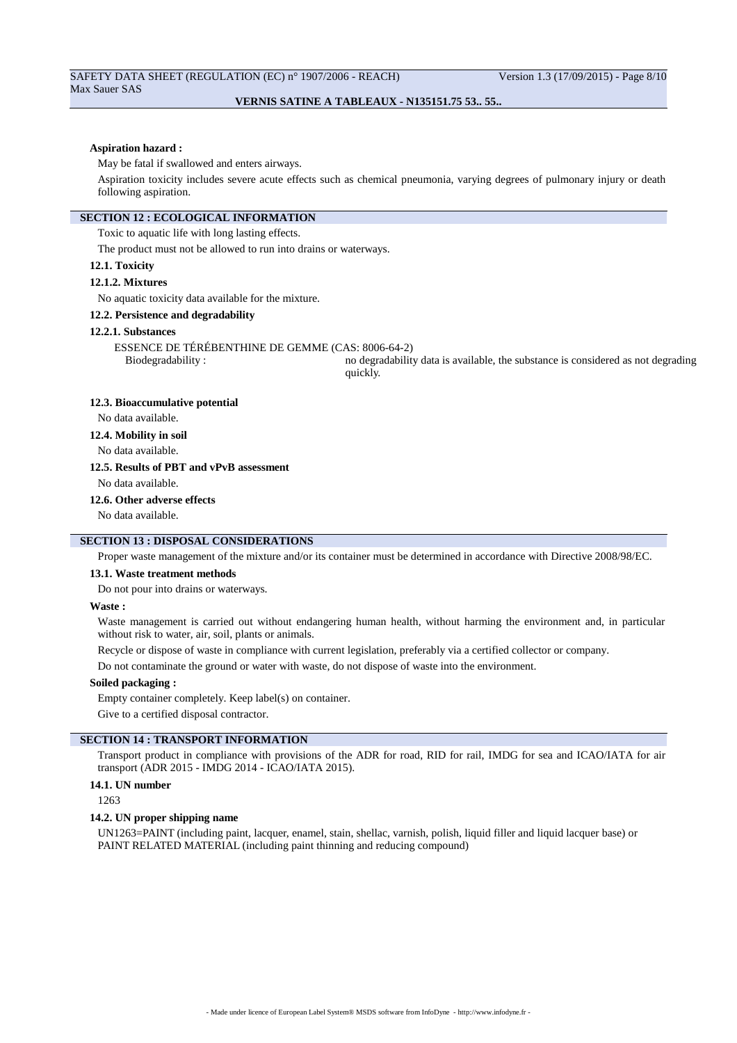**Aspiration hazard :**

May be fatal if swallowed and enters airways.

Aspiration toxicity includes severe acute effects such as chemical pneumonia, varying degrees of pulmonary injury or death following aspiration.

## SECTION 12 : ECOLOGICAL INFORMATION

Toxic to aquatic life with long lasting effects.

The product must not be allowed to run into drains or waterways.

### 12.1. Toxicity

#### 12.1.2. Mixtures

No aquatic toxicity data available for the mixture.

### 12.2. Persistence and degradability

#### 12.2.1. Substances

ESSENCE DE TÉRÉBENTHINE DE GEMME (CAS: 8006-64-2)

| | |
|---|---|
| Biodegradability : | no degradability data is available, the substance is considered as not degrading quickly. |

### 12.3. Bioaccumulative potential

No data available.

### 12.4. Mobility in soil

No data available.

### 12.5. Results of PBT and vPvB assessment

No data available.

### 12.6. Other adverse effects

No data available.

## SECTION 13 : DISPOSAL CONSIDERATIONS

Proper waste management of the mixture and/or its container must be determined in accordance with Directive 2008/98/EC.

### 13.1. Waste treatment methods

Do not pour into drains or waterways.

**Waste :**

Waste management is carried out without endangering human health, without harming the environment and, in particular without risk to water, air, soil, plants or animals.

Recycle or dispose of waste in compliance with current legislation, preferably via a certified collector or company.

Do not contaminate the ground or water with waste, do not dispose of waste into the environment.

**Soiled packaging :**

Empty container completely. Keep label(s) on container.

Give to a certified disposal contractor.

## SECTION 14 : TRANSPORT INFORMATION

Transport product in compliance with provisions of the ADR for road, RID for rail, IMDG for sea and ICAO/IATA for air transport (ADR 2015 - IMDG 2014 - ICAO/IATA 2015).

### 14.1. UN number

1263

### 14.2. UN proper shipping name

UN1263=PAINT (including paint, lacquer, enamel, stain, shellac, varnish, polish, liquid filler and liquid lacquer base) or PAINT RELATED MATERIAL (including paint thinning and reducing compound)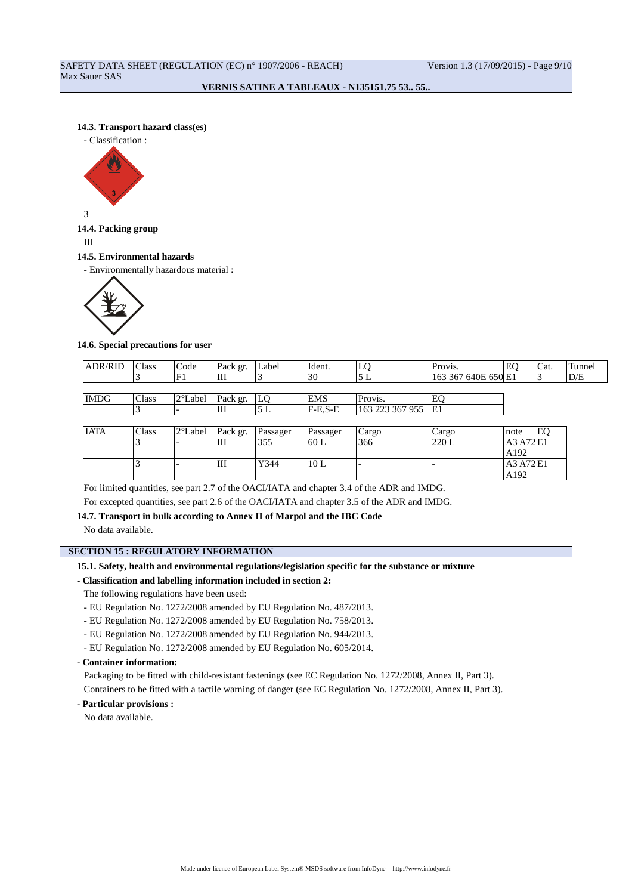### 14.3. Transport hazard class(es)

- Classification :

3

### 14.4. Packing group

III

### 14.5. Environmental hazards

- Environmentally hazardous material :

### 14.6. Special precautions for user

| ADR/RID | Class | Code | Pack gr. | Label | Ident. | LQ | Provis. | EQ | Cat. | Tunnel |
|---|---|---|---|---|---|---|---|---|---|---|
| | 3 | F1 | III | 3 | 30 | 5 L | 163 367 640E 650 | E1 | 3 | D/E |

| IMDG | Class | 2°Label | Pack gr. | LQ | EMS | Provis. | EQ |
|---|---|---|---|---|---|---|---|
| | 3 | - | III | 5 L | F-E,S-E | 163 223 367 955 | E1 |

| IATA | Class | 2°Label | Pack gr. | Passager | Passager | Cargo | Cargo | note | EQ |
|---|---|---|---|---|---|---|---|---|---|
| | 3 | - | III | 355 | 60 L | 366 | 220 L | A3 A72 A192 | E1 |
| | 3 | - | III | Y344 | 10 L | - | - | A3 A72 A192 | E1 |

For limited quantities, see part 2.7 of the OACI/IATA and chapter 3.4 of the ADR and IMDG.

For excepted quantities, see part 2.6 of the OACI/IATA and chapter 3.5 of the ADR and IMDG.

### 14.7. Transport in bulk according to Annex II of Marpol and the IBC Code

No data available.

## SECTION 15 : REGULATORY INFORMATION

### 15.1. Safety, health and environmental regulations/legislation specific for the substance or mixture

**- Classification and labelling information included in section 2:**

The following regulations have been used:

- EU Regulation No. 1272/2008 amended by EU Regulation No. 487/2013.
- EU Regulation No. 1272/2008 amended by EU Regulation No. 758/2013.
- EU Regulation No. 1272/2008 amended by EU Regulation No. 944/2013.
- EU Regulation No. 1272/2008 amended by EU Regulation No. 605/2014.

**- Container information:**

Packaging to be fitted with child-resistant fastenings (see EC Regulation No. 1272/2008, Annex II, Part 3).

Containers to be fitted with a tactile warning of danger (see EC Regulation No. 1272/2008, Annex II, Part 3).

**- Particular provisions :**

No data available.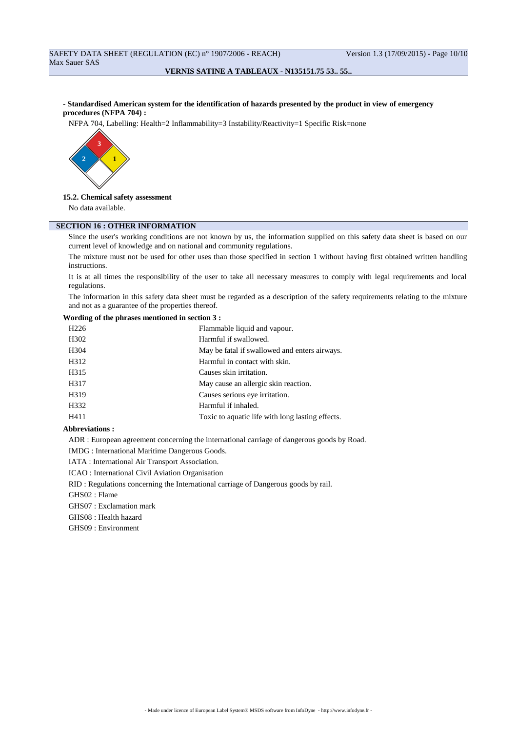**- Standardised American system for the identification of hazards presented by the product in view of emergency procedures (NFPA 704) :**

NFPA 704, Labelling: Health=2 Inflammability=3 Instability/Reactivity=1 Specific Risk=none

3

2 1

**15.2. Chemical safety assessment**

No data available.

## SECTION 16 : OTHER INFORMATION

Since the user's working conditions are not known by us, the information supplied on this safety data sheet is based on our current level of knowledge and on national and community regulations.

The mixture must not be used for other uses than those specified in section 1 without having first obtained written handling instructions.

It is at all times the responsibility of the user to take all necessary measures to comply with legal requirements and local regulations.

The information in this safety data sheet must be regarded as a description of the safety requirements relating to the mixture and not as a guarantee of the properties thereof.

**Wording of the phrases mentioned in section 3 :**

| | |
|---|---|
| H226 | Flammable liquid and vapour. |
| H302 | Harmful if swallowed. |
| H304 | May be fatal if swallowed and enters airways. |
| H312 | Harmful in contact with skin. |
| H315 | Causes skin irritation. |
| H317 | May cause an allergic skin reaction. |
| H319 | Causes serious eye irritation. |
| H332 | Harmful if inhaled. |
| H411 | Toxic to aquatic life with long lasting effects. |

**Abbreviations :**

ADR : European agreement concerning the international carriage of dangerous goods by Road.

IMDG : International Maritime Dangerous Goods.

IATA : International Air Transport Association.

ICAO : International Civil Aviation Organisation

RID : Regulations concerning the International carriage of Dangerous goods by rail.

GHS02 : Flame

GHS07 : Exclamation mark

GHS08 : Health hazard

GHS09 : Environment